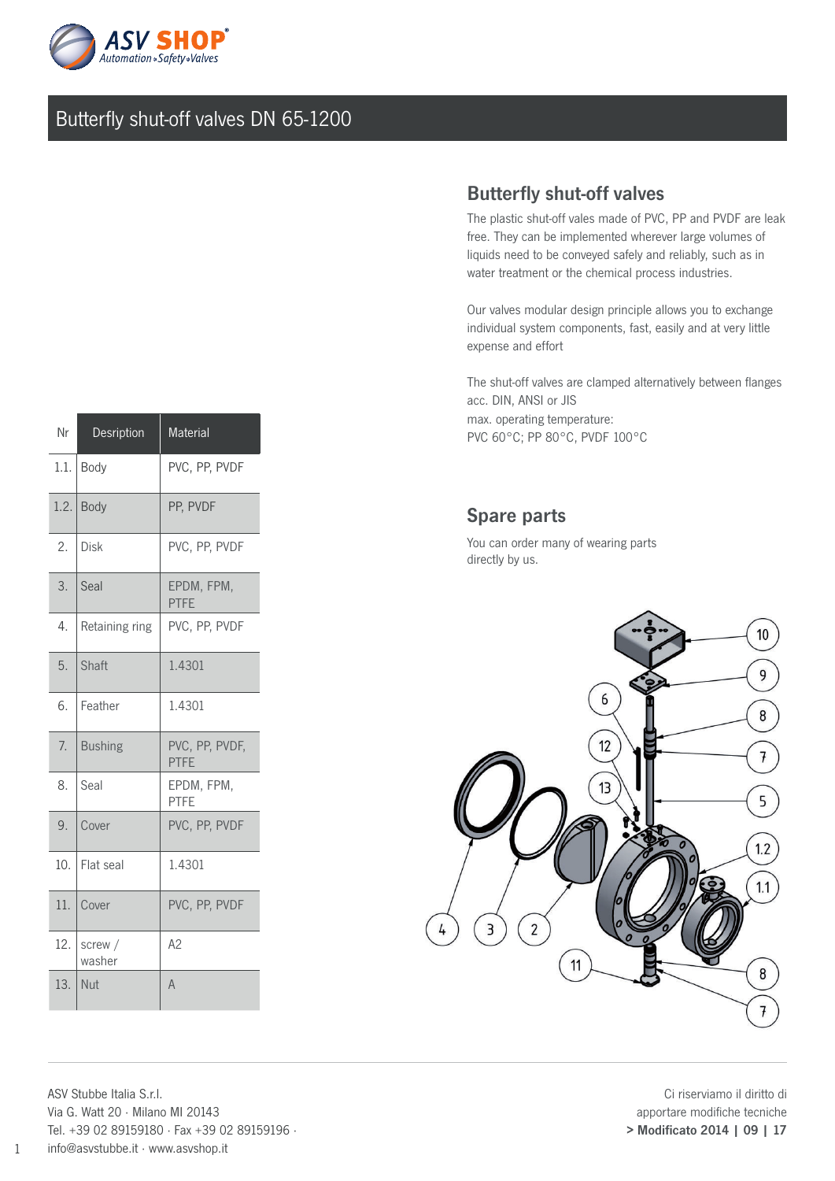# Butterfly shut-off valves DN 65-1200

## Butterfly shut-off valves

The plastic shut-off vales made of PVC, PP and PVDF are leak free. They can be implemented wherever large volumes of liquids need to be conveyed safely and reliably, such as in water treatment or the chemical process industries.

Our valves modular design principle allows you to exchange individual system components, fast, easily and at very little expense and effort

The shut-off valves are clamped alternatively between flanges acc. DIN, ANSI or JIS
max. operating temperature:
PVC 60°C; PP 80°C, PVDF 100°C

| Nr | Desription | Material |
|---|---|---|
| 1.1. | Body | PVC, PP, PVDF |
| 1.2. | Body | PP, PVDF |
| 2. | Disk | PVC, PP, PVDF |
| 3. | Seal | EPDM, FPM, PTFE |
| 4. | Retaining ring | PVC, PP, PVDF |
| 5. | Shaft | 1.4301 |
| 6. | Feather | 1.4301 |
| 7. | Bushing | PVC, PP, PVDF, PTFE |
| 8. | Seal | EPDM, FPM, PTFE |
| 9. | Cover | PVC, PP, PVDF |
| 10. | Flat seal | 1.4301 |
| 11. | Cover | PVC, PP, PVDF |
| 12. | screw / washer | A2 |
| 13. | Nut | A |

## Spare parts

You can order many of wearing parts directly by us.

ASV Stubbe Italia S.r.l.
Via G. Watt 20 · Milano MI 20143
Tel. +39 02 89159180 · Fax +39 02 89159196 ·
info@asvstubbe.it · www.asvshop.it

Ci riserviamo il diritto di apportare modifiche tecniche
**> Modificato 2014 | 09 | 17**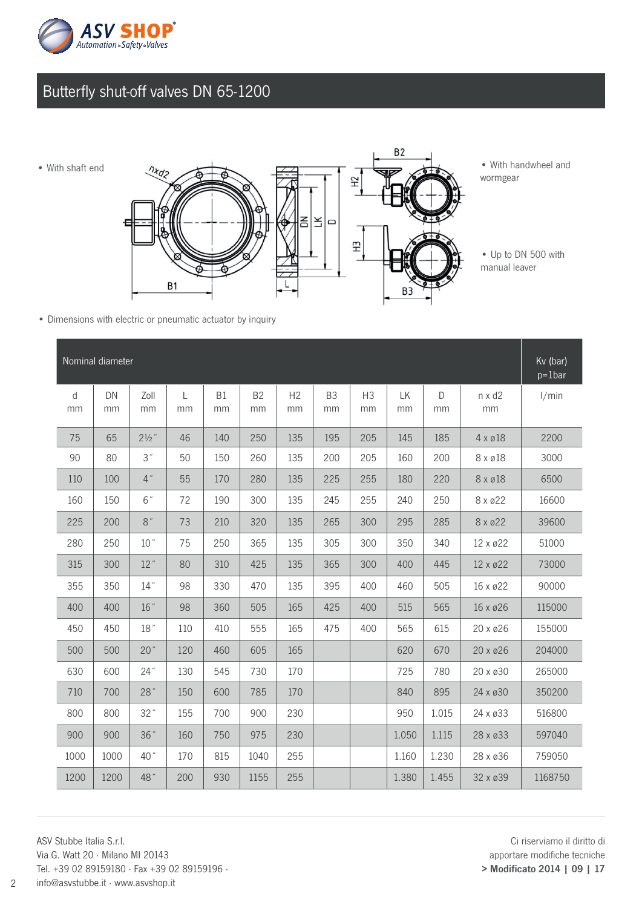# Butterfly shut-off valves DN 65-1200

- With shaft end

- With handwheel and wormgear

- Up to DN 500 with manual leaver

nxd2

B1

L

DN

LK

D

B2

H2

H3

B3

- Dimensions with electric or pneumatic actuator by inquiry

| Nominal diameter | | | | | | | | | | | | Kv (bar) p=1bar |
|---|---|---|---|---|---|---|---|---|---|---|---|---|
| d mm | DN mm | Zoll mm | L mm | B1 mm | B2 mm | H2 mm | B3 mm | H3 mm | LK mm | D mm | n x d2 mm | l/min |
| 75 | 65 | 2½" | 46 | 140 | 250 | 135 | 195 | 205 | 145 | 185 | 4 x ø18 | 2200 |
| 90 | 80 | 3" | 50 | 150 | 260 | 135 | 200 | 205 | 160 | 200 | 8 x ø18 | 3000 |
| 110 | 100 | 4" | 55 | 170 | 280 | 135 | 225 | 255 | 180 | 220 | 8 x ø18 | 6500 |
| 160 | 150 | 6" | 72 | 190 | 300 | 135 | 245 | 255 | 240 | 250 | 8 x ø22 | 16600 |
| 225 | 200 | 8" | 73 | 210 | 320 | 135 | 265 | 300 | 295 | 285 | 8 x ø22 | 39600 |
| 280 | 250 | 10" | 75 | 250 | 365 | 135 | 305 | 300 | 350 | 340 | 12 x ø22 | 51000 |
| 315 | 300 | 12" | 80 | 310 | 425 | 135 | 365 | 300 | 400 | 445 | 12 x ø22 | 73000 |
| 355 | 350 | 14" | 98 | 330 | 470 | 135 | 395 | 400 | 460 | 505 | 16 x ø22 | 90000 |
| 400 | 400 | 16" | 98 | 360 | 505 | 165 | 425 | 400 | 515 | 565 | 16 x ø26 | 115000 |
| 450 | 450 | 18" | 110 | 410 | 555 | 165 | 475 | 400 | 565 | 615 | 20 x ø26 | 155000 |
| 500 | 500 | 20" | 120 | 460 | 605 | 165 | | | 620 | 670 | 20 x ø26 | 204000 |
| 630 | 600 | 24" | 130 | 545 | 730 | 170 | | | 725 | 780 | 20 x ø30 | 265000 |
| 710 | 700 | 28" | 150 | 600 | 785 | 170 | | | 840 | 895 | 24 x ø30 | 350200 |
| 800 | 800 | 32" | 155 | 700 | 900 | 230 | | | 950 | 1.015 | 24 x ø33 | 516800 |
| 900 | 900 | 36" | 160 | 750 | 975 | 230 | | | 1.050 | 1.115 | 28 x ø33 | 597040 |
| 1000 | 1000 | 40" | 170 | 815 | 1040 | 255 | | | 1.160 | 1.230 | 28 x ø36 | 759050 |
| 1200 | 1200 | 48" | 200 | 930 | 1155 | 255 | | | 1.380 | 1.455 | 32 x ø39 | 1168750 |

ASV Stubbe Italia S.r.l.
Via G. Watt 20 · Milano MI 20143
Tel. +39 02 89159180 · Fax +39 02 89159196 ·
info@asvstubbe.it · www.asvshop.it

Ci riserviamo il diritto di apportare modifiche tecniche
**> Modificato 2014 | 09 | 17**